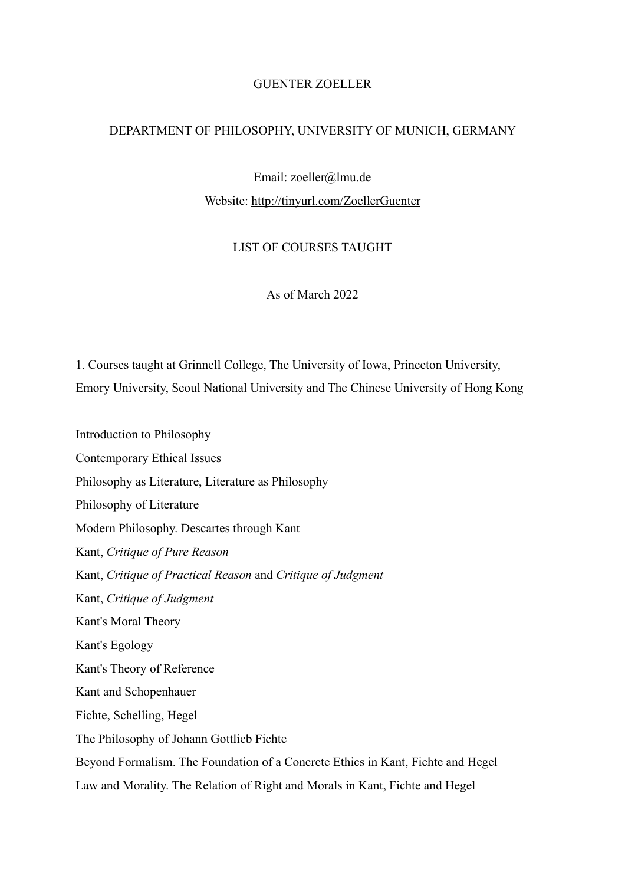# GUENTER ZOELLER

## DEPARTMENT OF PHILOSOPHY, UNIVERSITY OF MUNICH, GERMANY

Email: zoeller@lmu.de

Website: http://tinyurl.com/ZoellerGuenter

## LIST OF COURSES TAUGHT

As of March 2022

### 1. Courses taught at Grinnell College, The University of Iowa, Princeton University, Emory University, Seoul National University and The Chinese University of Hong Kong

Introduction to Philosophy

Contemporary Ethical Issues

Philosophy as Literature, Literature as Philosophy

Philosophy of Literature

Modern Philosophy. Descartes through Kant

Kant, *Critique of Pure Reason*

Kant, *Critique of Practical Reason* and *Critique of Judgment*

Kant, *Critique of Judgment*

Kant's Moral Theory

Kant's Egology

Kant's Theory of Reference

Kant and Schopenhauer

Fichte, Schelling, Hegel

The Philosophy of Johann Gottlieb Fichte

Beyond Formalism. The Foundation of a Concrete Ethics in Kant, Fichte and Hegel

Law and Morality. The Relation of Right and Morals in Kant, Fichte and Hegel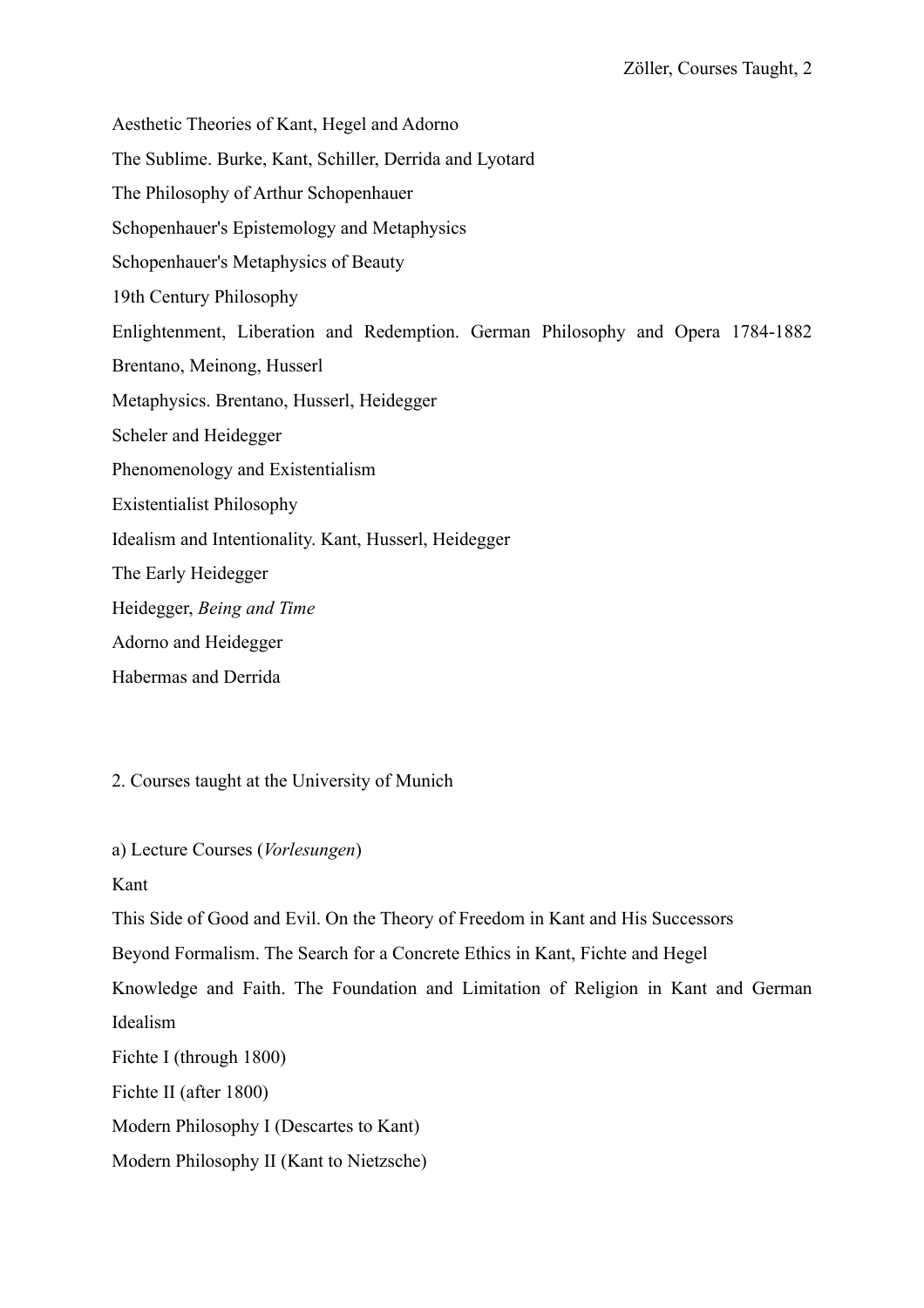Aesthetic Theories of Kant, Hegel and Adorno

The Sublime. Burke, Kant, Schiller, Derrida and Lyotard

The Philosophy of Arthur Schopenhauer

Schopenhauer's Epistemology and Metaphysics

Schopenhauer's Metaphysics of Beauty

19th Century Philosophy

Enlightenment, Liberation and Redemption. German Philosophy and Opera 1784-1882

Brentano, Meinong, Husserl

Metaphysics. Brentano, Husserl, Heidegger

Scheler and Heidegger

Phenomenology and Existentialism

Existentialist Philosophy

Idealism and Intentionality. Kant, Husserl, Heidegger

The Early Heidegger

Heidegger, *Being and Time*

Adorno and Heidegger

Habermas and Derrida

2. Courses taught at the University of Munich

a) Lecture Courses (*Vorlesungen*)

Kant

This Side of Good and Evil. On the Theory of Freedom in Kant and His Successors

Beyond Formalism. The Search for a Concrete Ethics in Kant, Fichte and Hegel

Knowledge and Faith. The Foundation and Limitation of Religion in Kant and German Idealism

Fichte I (through 1800)

Fichte II (after 1800)

Modern Philosophy I (Descartes to Kant)

Modern Philosophy II (Kant to Nietzsche)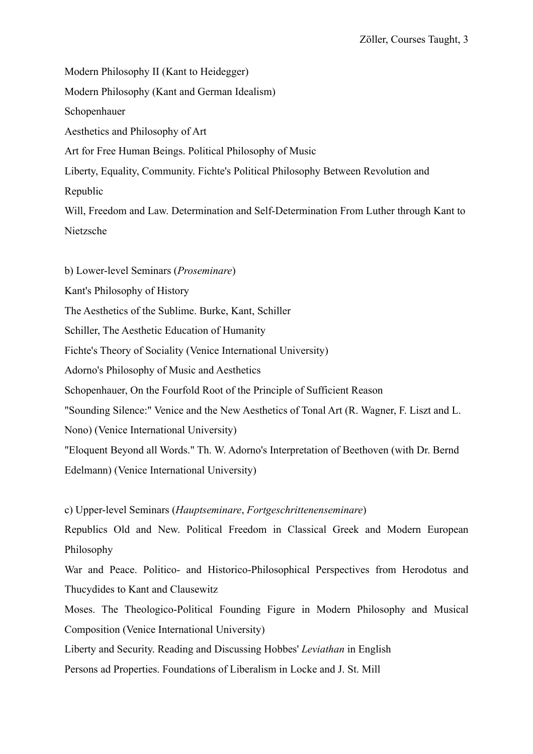Modern Philosophy II (Kant to Heidegger)

Modern Philosophy (Kant and German Idealism)

Schopenhauer

Aesthetics and Philosophy of Art

Art for Free Human Beings. Political Philosophy of Music

Liberty, Equality, Community. Fichte's Political Philosophy Between Revolution and Republic

Will, Freedom and Law. Determination and Self-Determination From Luther through Kant to Nietzsche

b) Lower-level Seminars (*Proseminare*)

Kant's Philosophy of History

The Aesthetics of the Sublime. Burke, Kant, Schiller

Schiller, The Aesthetic Education of Humanity

Fichte's Theory of Sociality (Venice International University)

Adorno's Philosophy of Music and Aesthetics

Schopenhauer, On the Fourfold Root of the Principle of Sufficient Reason

"Sounding Silence:" Venice and the New Aesthetics of Tonal Art (R. Wagner, F. Liszt and L. Nono) (Venice International University)

"Eloquent Beyond all Words." Th. W. Adorno's Interpretation of Beethoven (with Dr. Bernd Edelmann) (Venice International University)

c) Upper-level Seminars (*Hauptseminare*, *Fortgeschrittenenseminare*)

Republics Old and New. Political Freedom in Classical Greek and Modern European Philosophy

War and Peace. Politico- and Historico-Philosophical Perspectives from Herodotus and Thucydides to Kant and Clausewitz

Moses. The Theologico-Political Founding Figure in Modern Philosophy and Musical Composition (Venice International University)

Liberty and Security. Reading and Discussing Hobbes' *Leviathan* in English

Persons ad Properties. Foundations of Liberalism in Locke and J. St. Mill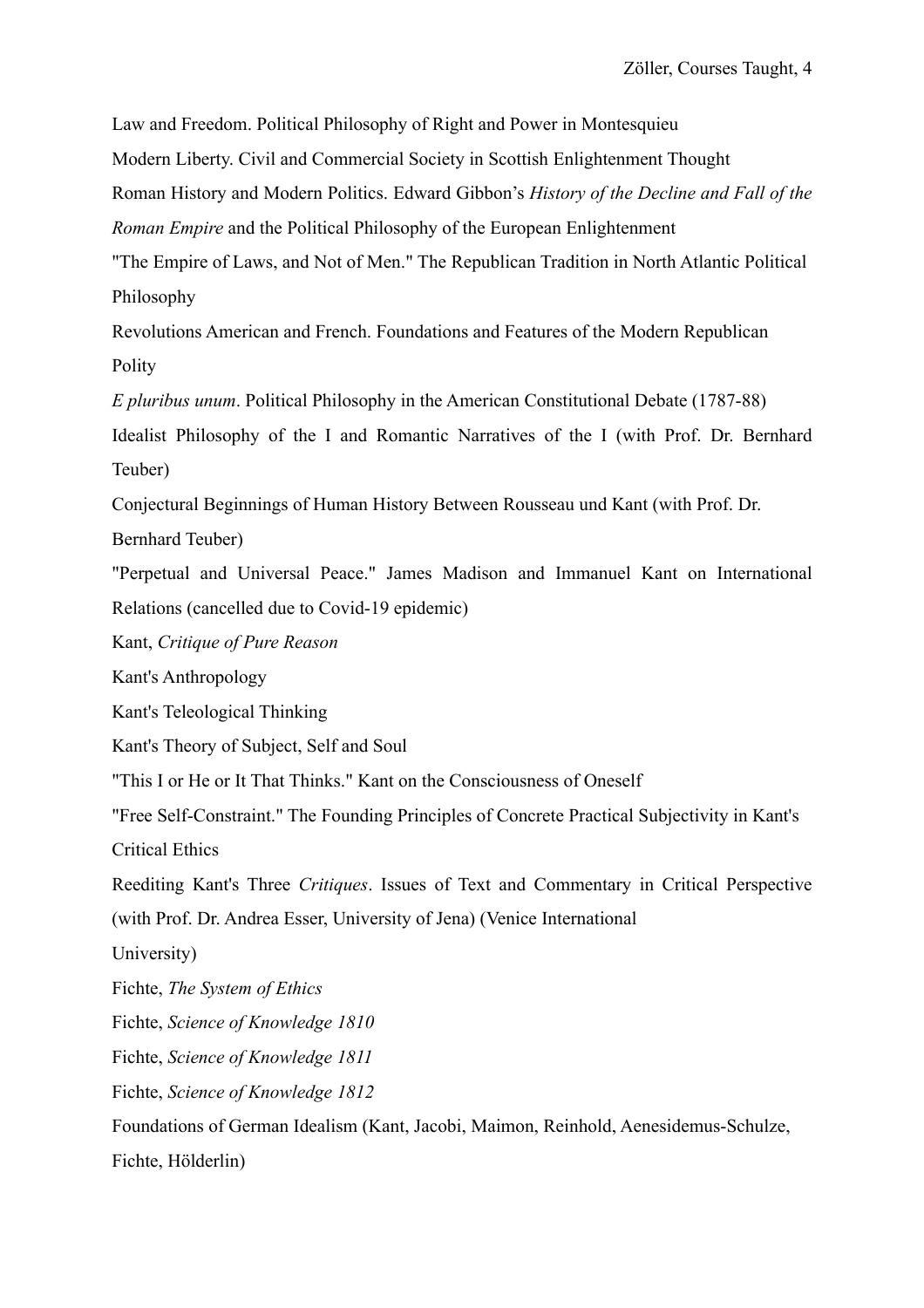Law and Freedom. Political Philosophy of Right and Power in Montesquieu

Modern Liberty. Civil and Commercial Society in Scottish Enlightenment Thought

Roman History and Modern Politics. Edward Gibbon's *History of the Decline and Fall of the Roman Empire* and the Political Philosophy of the European Enlightenment

"The Empire of Laws, and Not of Men." The Republican Tradition in North Atlantic Political Philosophy

Revolutions American and French. Foundations and Features of the Modern Republican Polity

*E pluribus unum*. Political Philosophy in the American Constitutional Debate (1787-88)

Idealist Philosophy of the I and Romantic Narratives of the I (with Prof. Dr. Bernhard Teuber)

Conjectural Beginnings of Human History Between Rousseau und Kant (with Prof. Dr. Bernhard Teuber)

"Perpetual and Universal Peace." James Madison and Immanuel Kant on International Relations (cancelled due to Covid-19 epidemic)

Kant, *Critique of Pure Reason*

Kant's Anthropology

Kant's Teleological Thinking

Kant's Theory of Subject, Self and Soul

"This I or He or It That Thinks." Kant on the Consciousness of Oneself

"Free Self-Constraint." The Founding Principles of Concrete Practical Subjectivity in Kant's Critical Ethics

Reediting Kant's Three *Critiques*. Issues of Text and Commentary in Critical Perspective (with Prof. Dr. Andrea Esser, University of Jena) (Venice International University)

Fichte, *The System of Ethics*

Fichte, *Science of Knowledge 1810*

Fichte, *Science of Knowledge 1811*

Fichte, *Science of Knowledge 1812*

Foundations of German Idealism (Kant, Jacobi, Maimon, Reinhold, Aenesidemus-Schulze, Fichte, Hölderlin)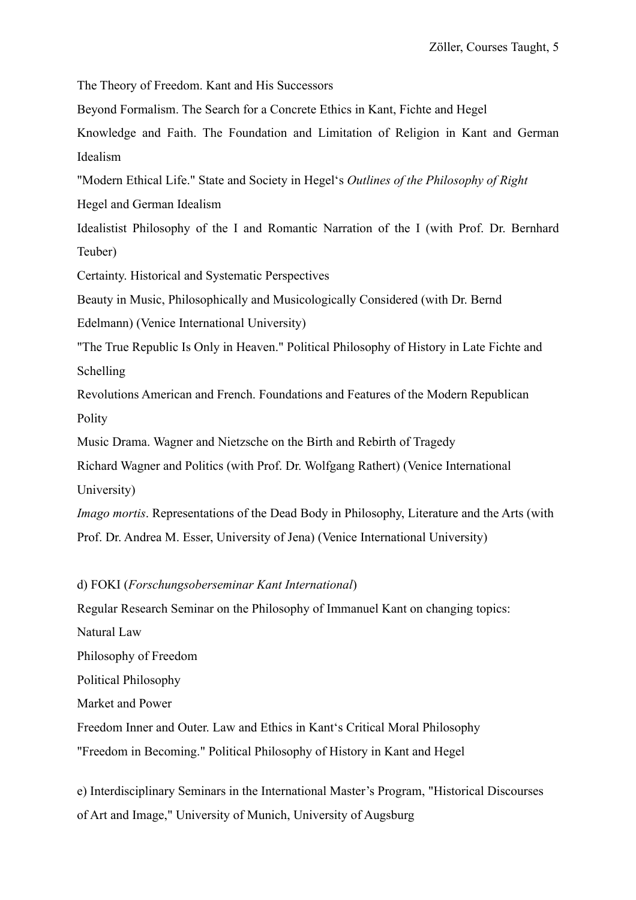The Theory of Freedom. Kant and His Successors

Beyond Formalism. The Search for a Concrete Ethics in Kant, Fichte and Hegel

Knowledge and Faith. The Foundation and Limitation of Religion in Kant and German Idealism

"Modern Ethical Life." State and Society in Hegel's *Outlines of the Philosophy of Right*

Hegel and German Idealism

Idealistist Philosophy of the I and Romantic Narration of the I (with Prof. Dr. Bernhard Teuber)

Certainty. Historical and Systematic Perspectives

Beauty in Music, Philosophically and Musicologically Considered (with Dr. Bernd Edelmann) (Venice International University)

"The True Republic Is Only in Heaven." Political Philosophy of History in Late Fichte and Schelling

Revolutions American and French. Foundations and Features of the Modern Republican Polity

Music Drama. Wagner and Nietzsche on the Birth and Rebirth of Tragedy

Richard Wagner and Politics (with Prof. Dr. Wolfgang Rathert) (Venice International University)

*Imago mortis*. Representations of the Dead Body in Philosophy, Literature and the Arts (with Prof. Dr. Andrea M. Esser, University of Jena) (Venice International University)

d) FOKI (*Forschungsoberseminar Kant International*)

Regular Research Seminar on the Philosophy of Immanuel Kant on changing topics:

Natural Law

Philosophy of Freedom

Political Philosophy

Market and Power

Freedom Inner and Outer. Law and Ethics in Kant's Critical Moral Philosophy

"Freedom in Becoming." Political Philosophy of History in Kant and Hegel

e) Interdisciplinary Seminars in the International Master's Program, "Historical Discourses of Art and Image," University of Munich, University of Augsburg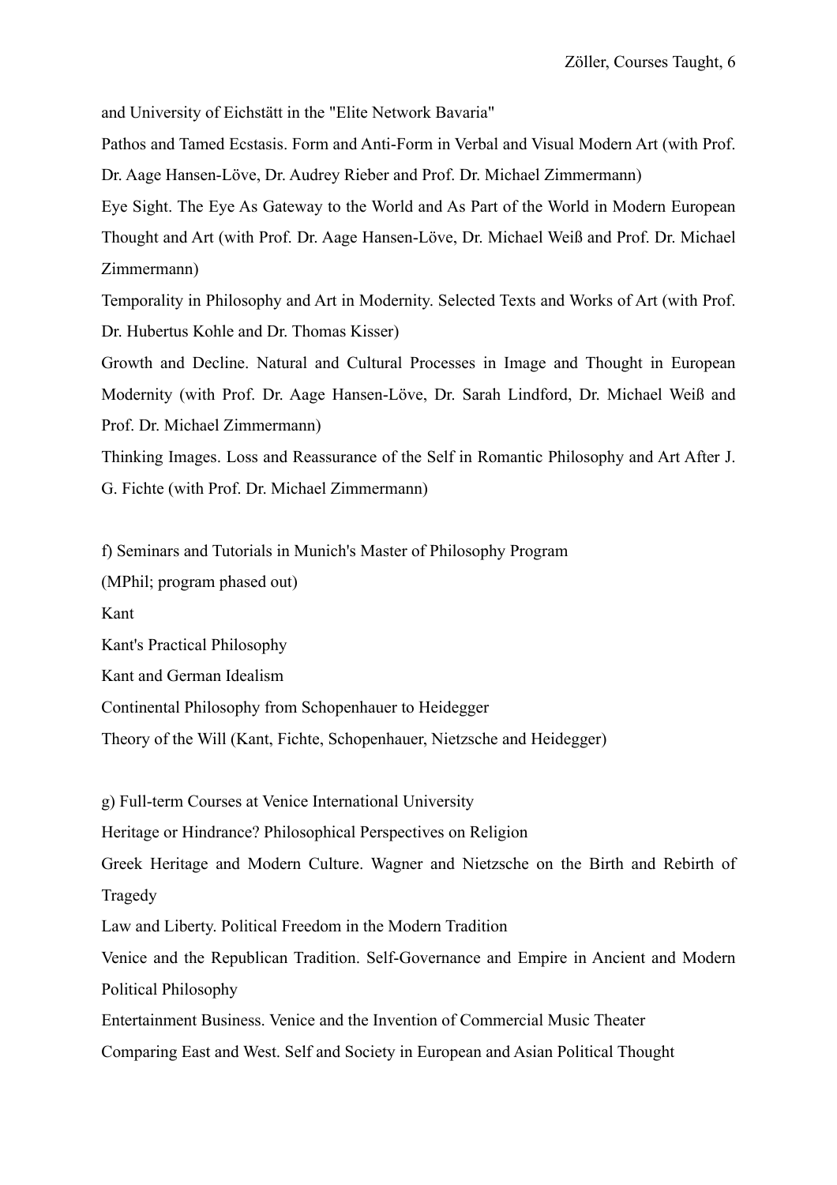and University of Eichstätt in the "Elite Network Bavaria"

Pathos and Tamed Ecstasis. Form and Anti-Form in Verbal and Visual Modern Art (with Prof. Dr. Aage Hansen-Löve, Dr. Audrey Rieber and Prof. Dr. Michael Zimmermann)

Eye Sight. The Eye As Gateway to the World and As Part of the World in Modern European Thought and Art (with Prof. Dr. Aage Hansen-Löve, Dr. Michael Weiß and Prof. Dr. Michael Zimmermann)

Temporality in Philosophy and Art in Modernity. Selected Texts and Works of Art (with Prof. Dr. Hubertus Kohle and Dr. Thomas Kisser)

Growth and Decline. Natural and Cultural Processes in Image and Thought in European Modernity (with Prof. Dr. Aage Hansen-Löve, Dr. Sarah Lindford, Dr. Michael Weiß and Prof. Dr. Michael Zimmermann)

Thinking Images. Loss and Reassurance of the Self in Romantic Philosophy and Art After J. G. Fichte (with Prof. Dr. Michael Zimmermann)

f) Seminars and Tutorials in Munich's Master of Philosophy Program
(MPhil; program phased out)

Kant

Kant's Practical Philosophy

Kant and German Idealism

Continental Philosophy from Schopenhauer to Heidegger

Theory of the Will (Kant, Fichte, Schopenhauer, Nietzsche and Heidegger)

g) Full-term Courses at Venice International University

Heritage or Hindrance? Philosophical Perspectives on Religion

Greek Heritage and Modern Culture. Wagner and Nietzsche on the Birth and Rebirth of Tragedy

Law and Liberty. Political Freedom in the Modern Tradition

Venice and the Republican Tradition. Self-Governance and Empire in Ancient and Modern Political Philosophy

Entertainment Business. Venice and the Invention of Commercial Music Theater

Comparing East and West. Self and Society in European and Asian Political Thought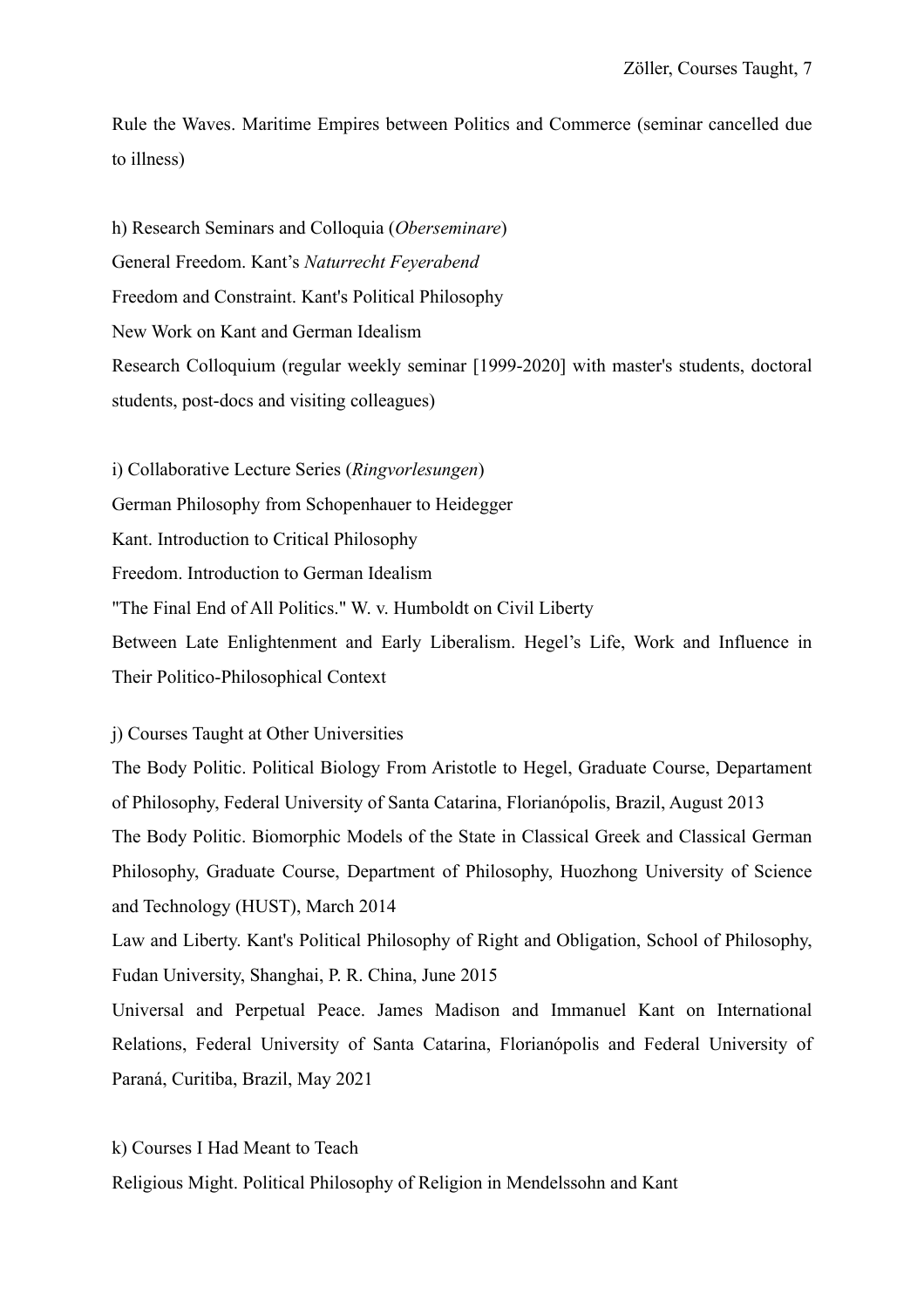Rule the Waves. Maritime Empires between Politics and Commerce (seminar cancelled due to illness)

h) Research Seminars and Colloquia (*Oberseminare*)

General Freedom. Kant's *Naturrecht Feyerabend*

Freedom and Constraint. Kant's Political Philosophy

New Work on Kant and German Idealism

Research Colloquium (regular weekly seminar [1999-2020] with master's students, doctoral students, post-docs and visiting colleagues)

i) Collaborative Lecture Series (*Ringvorlesungen*)

German Philosophy from Schopenhauer to Heidegger

Kant. Introduction to Critical Philosophy

Freedom. Introduction to German Idealism

"The Final End of All Politics." W. v. Humboldt on Civil Liberty

Between Late Enlightenment and Early Liberalism. Hegel's Life, Work and Influence in Their Politico-Philosophical Context

j) Courses Taught at Other Universities

The Body Politic. Political Biology From Aristotle to Hegel, Graduate Course, Departament of Philosophy, Federal University of Santa Catarina, Florianópolis, Brazil, August 2013

The Body Politic. Biomorphic Models of the State in Classical Greek and Classical German Philosophy, Graduate Course, Department of Philosophy, Huozhong University of Science and Technology (HUST), March 2014

Law and Liberty. Kant's Political Philosophy of Right and Obligation, School of Philosophy, Fudan University, Shanghai, P. R. China, June 2015

Universal and Perpetual Peace. James Madison and Immanuel Kant on International Relations, Federal University of Santa Catarina, Florianópolis and Federal University of Paraná, Curitiba, Brazil, May 2021

k) Courses I Had Meant to Teach

Religious Might. Political Philosophy of Religion in Mendelssohn and Kant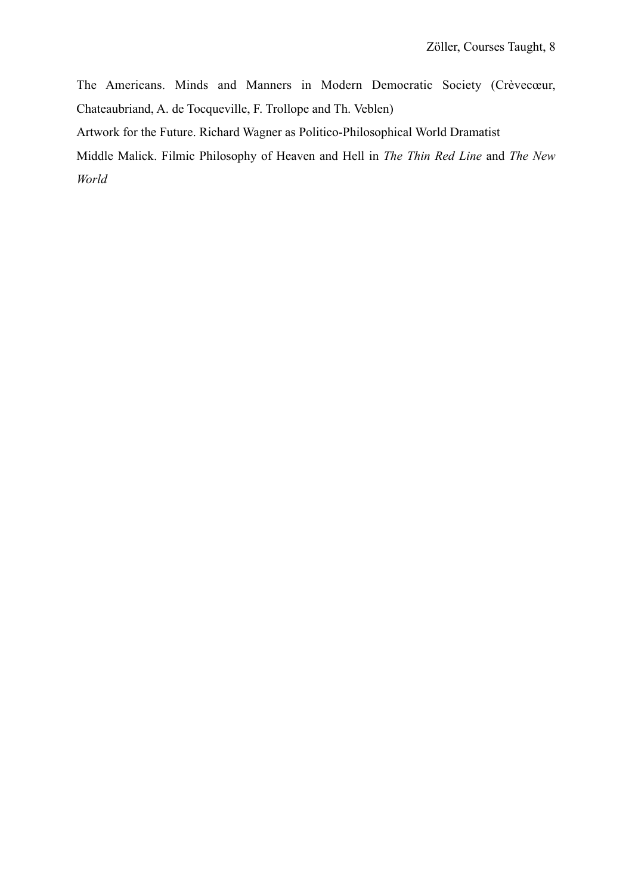The Americans. Minds and Manners in Modern Democratic Society (Crèvecœur, Chateaubriand, A. de Tocqueville, F. Trollope and Th. Veblen)

Artwork for the Future. Richard Wagner as Politico-Philosophical World Dramatist

Middle Malick. Filmic Philosophy of Heaven and Hell in *The Thin Red Line* and *The New World*